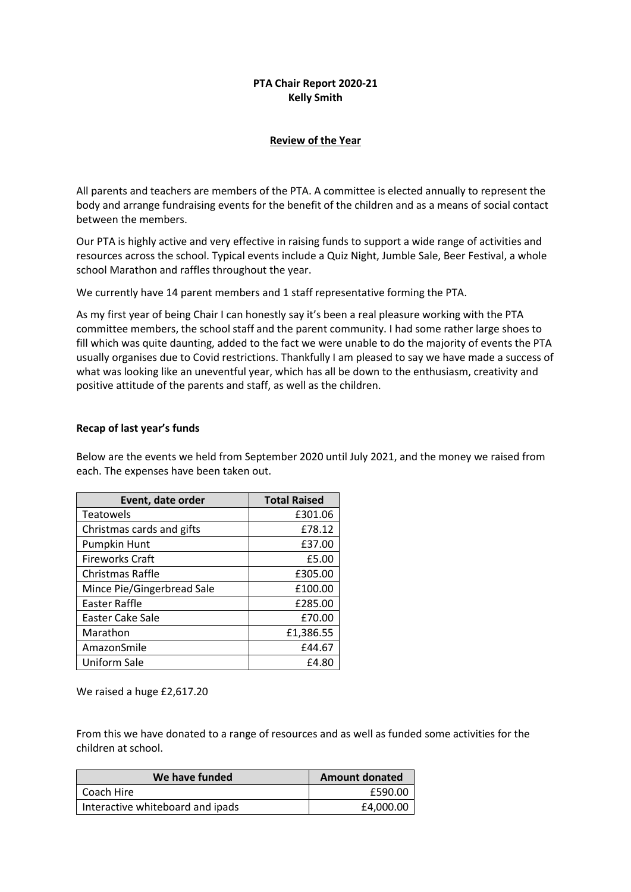**PTA Chair Report 2020-21**
**Kelly Smith**

## Review of the Year

All parents and teachers are members of the PTA. A committee is elected annually to represent the body and arrange fundraising events for the benefit of the children and as a means of social contact between the members.

Our PTA is highly active and very effective in raising funds to support a wide range of activities and resources across the school. Typical events include a Quiz Night, Jumble Sale, Beer Festival, a whole school Marathon and raffles throughout the year.

We currently have 14 parent members and 1 staff representative forming the PTA.

As my first year of being Chair I can honestly say it's been a real pleasure working with the PTA committee members, the school staff and the parent community. I had some rather large shoes to fill which was quite daunting, added to the fact we were unable to do the majority of events the PTA usually organises due to Covid restrictions. Thankfully I am pleased to say we have made a success of what was looking like an uneventful year, which has all be down to the enthusiasm, creativity and positive attitude of the parents and staff, as well as the children.

### Recap of last year's funds

Below are the events we held from September 2020 until July 2021, and the money we raised from each. The expenses have been taken out.

| Event, date order | Total Raised |
|---|---:|
| Teatowels | £301.06 |
| Christmas cards and gifts | £78.12 |
| Pumpkin Hunt | £37.00 |
| Fireworks Craft | £5.00 |
| Christmas Raffle | £305.00 |
| Mince Pie/Gingerbread Sale | £100.00 |
| Easter Raffle | £285.00 |
| Easter Cake Sale | £70.00 |
| Marathon | £1,386.55 |
| AmazonSmile | £44.67 |
| Uniform Sale | £4.80 |

We raised a huge £2,617.20

From this we have donated to a range of resources and as well as funded some activities for the children at school.

| We have funded | Amount donated |
|---|---:|
| Coach Hire | £590.00 |
| Interactive whiteboard and ipads | £4,000.00 |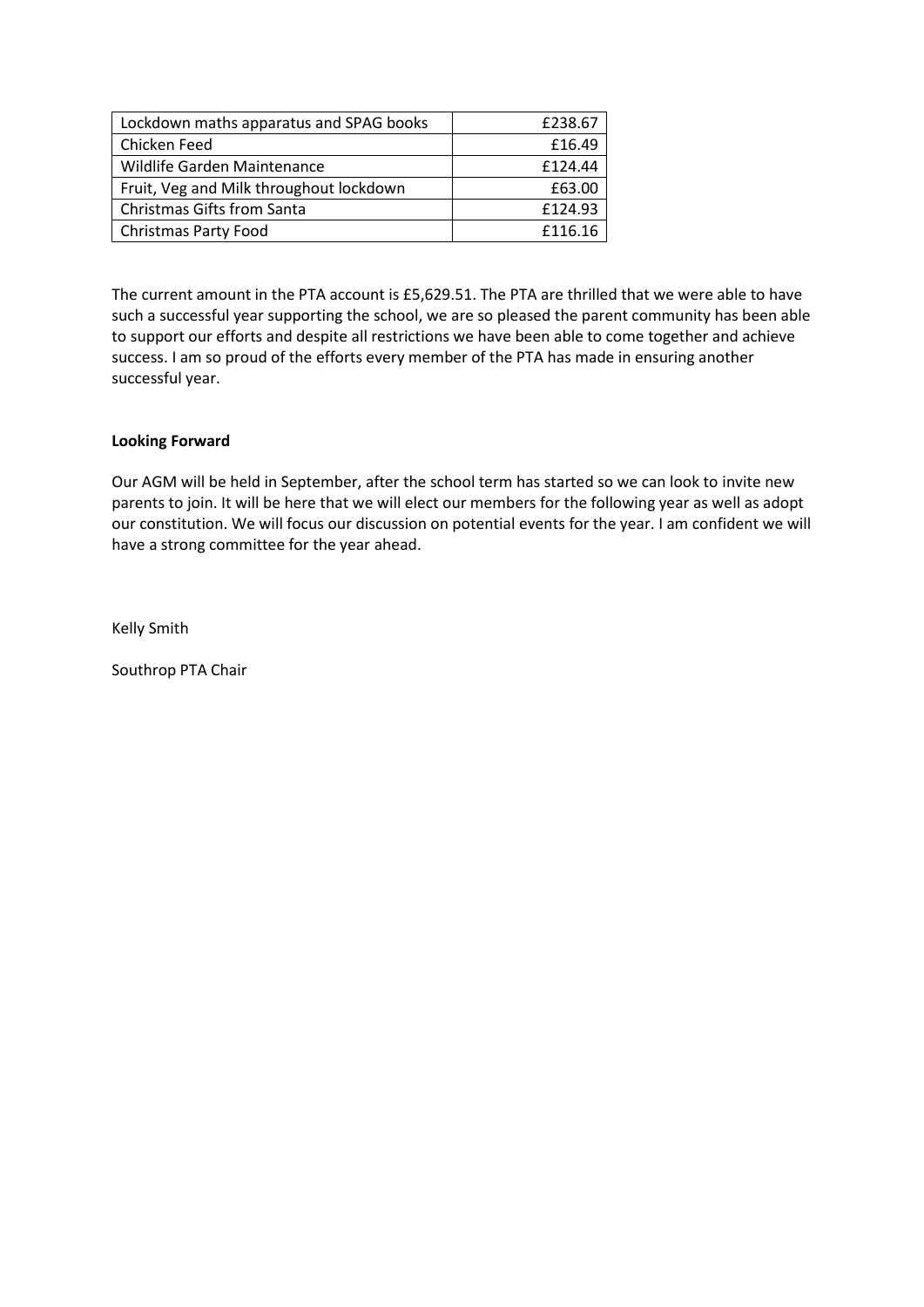| | |
|---|---|
| Lockdown maths apparatus and SPAG books | £238.67 |
| Chicken Feed | £16.49 |
| Wildlife Garden Maintenance | £124.44 |
| Fruit, Veg and Milk throughout lockdown | £63.00 |
| Christmas Gifts from Santa | £124.93 |
| Christmas Party Food | £116.16 |

The current amount in the PTA account is £5,629.51. The PTA are thrilled that we were able to have such a successful year supporting the school, we are so pleased the parent community has been able to support our efforts and despite all restrictions we have been able to come together and achieve success. I am so proud of the efforts every member of the PTA has made in ensuring another successful year.

**Looking Forward**

Our AGM will be held in September, after the school term has started so we can look to invite new parents to join. It will be here that we will elect our members for the following year as well as adopt our constitution. We will focus our discussion on potential events for the year. I am confident we will have a strong committee for the year ahead.

Kelly Smith

Southrop PTA Chair